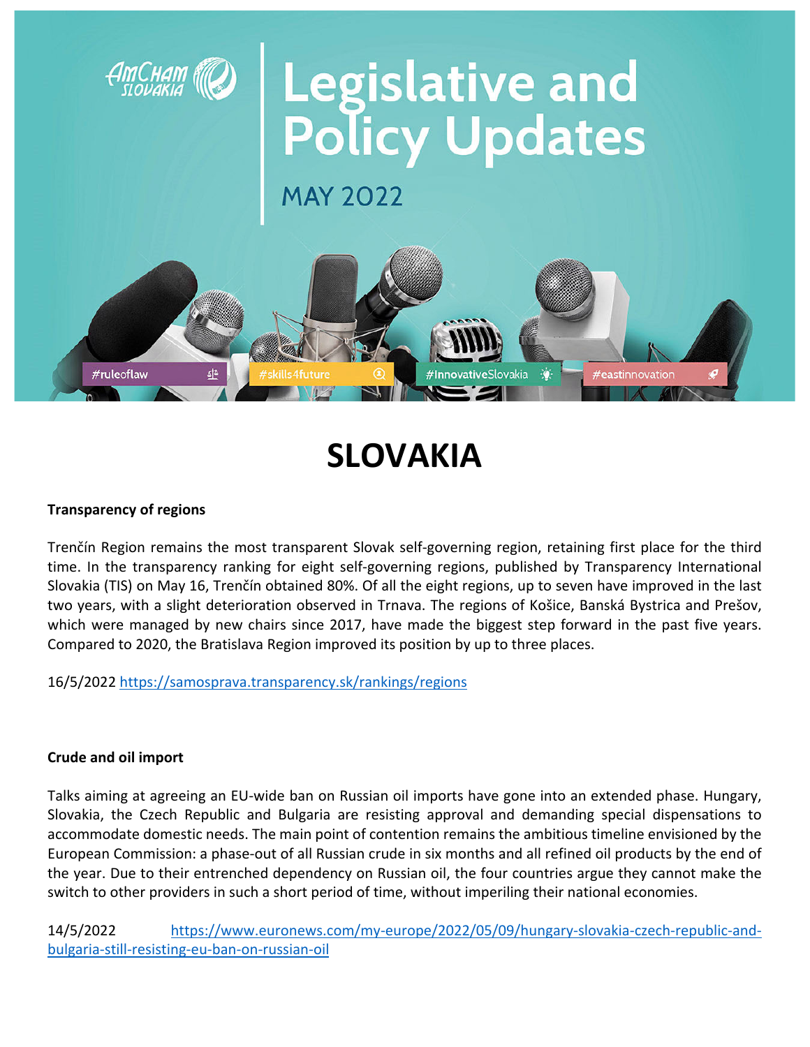# Legislative and Policy Updates

MAY 2022

#ruleoflaw #skills4future #InnovativeSlovakia #eastinnovation

# SLOVAKIA

**Transparency of regions**

Trenčín Region remains the most transparent Slovak self-governing region, retaining first place for the third time. In the transparency ranking for eight self-governing regions, published by Transparency International Slovakia (TIS) on May 16, Trenčín obtained 80%. Of all the eight regions, up to seven have improved in the last two years, with a slight deterioration observed in Trnava. The regions of Košice, Banská Bystrica and Prešov, which were managed by new chairs since 2017, have made the biggest step forward in the past five years. Compared to 2020, the Bratislava Region improved its position by up to three places.

16/5/2022 https://samosprava.transparency.sk/rankings/regions

**Crude and oil import**

Talks aiming at agreeing an EU-wide ban on Russian oil imports have gone into an extended phase. Hungary, Slovakia, the Czech Republic and Bulgaria are resisting approval and demanding special dispensations to accommodate domestic needs. The main point of contention remains the ambitious timeline envisioned by the European Commission: a phase-out of all Russian crude in six months and all refined oil products by the end of the year. Due to their entrenched dependency on Russian oil, the four countries argue they cannot make the switch to other providers in such a short period of time, without imperiling their national economies.

14/5/2022 https://www.euronews.com/my-europe/2022/05/09/hungary-slovakia-czech-republic-and-bulgaria-still-resisting-eu-ban-on-russian-oil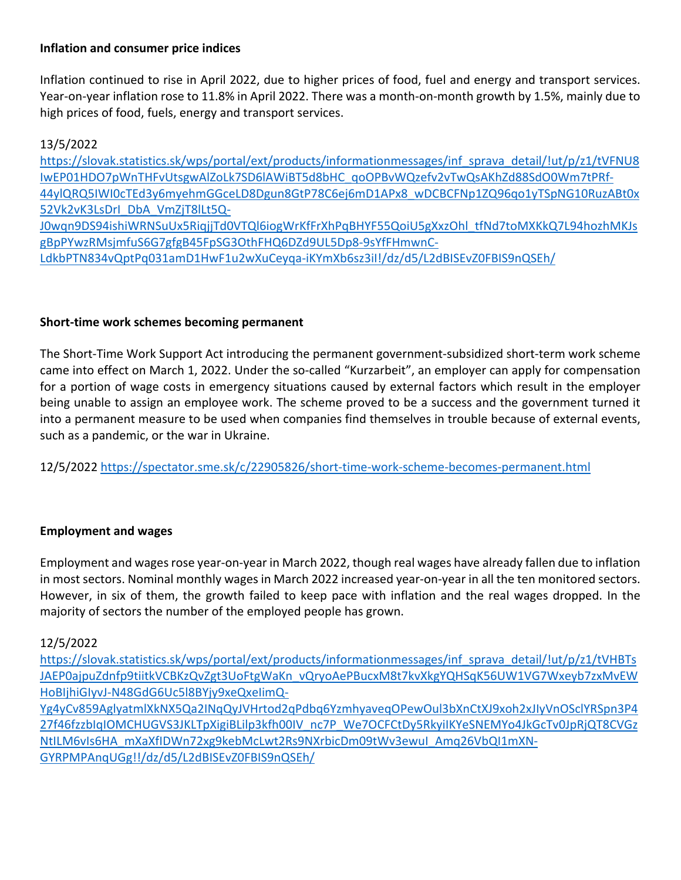**Inflation and consumer price indices**

Inflation continued to rise in April 2022, due to higher prices of food, fuel and energy and transport services. Year-on-year inflation rose to 11.8% in April 2022. There was a month-on-month growth by 1.5%, mainly due to high prices of food, fuels, energy and transport services.

13/5/2022
https://slovak.statistics.sk/wps/portal/ext/products/informationmessages/inf_sprava_detail/!ut/p/z1/tVFNU8IwEP01HDO7pWnTHFvUtsgwAlZoLk7SD6lAWiBT5d8bHC_qoOPBvWQzefv2vTwQsAKhZd88SdO0Wm7tPRf-44ylQRQ5IWl0cTEd3y6myehmGGceLD8Dgun8GtP78C6ej6mD1APx8_wDCBCFNp1ZQ96qo1yTSpNG10RuzABt0x52Vk2vK3LsDrI_DbA_VmZjT8lLt5Q-J0wqn9DS94ishiWRNSuUx5RiqjjTd0VTQl6iogWrKfFrXhPqBHYF55QoiU5gXxzOhl_tfNd7toMXKkQ7L94hozhMKJsgBpPYwzRMsjmfuS6G7gfgB45FpSG3OthFHQ6DZd9UL5Dp8-9sYfFHmwnC-LdkbPTN834vQptPq031amD1HwF1u2wXuCeyqa-iKYmXb6sz3iI!/dz/d5/L2dBISEvZ0FBIS9nQSEh/

**Short-time work schemes becoming permanent**

The Short-Time Work Support Act introducing the permanent government-subsidized short-term work scheme came into effect on March 1, 2022. Under the so-called "Kurzarbeit", an employer can apply for compensation for a portion of wage costs in emergency situations caused by external factors which result in the employer being unable to assign an employee work. The scheme proved to be a success and the government turned it into a permanent measure to be used when companies find themselves in trouble because of external events, such as a pandemic, or the war in Ukraine.

12/5/2022 https://spectator.sme.sk/c/22905826/short-time-work-scheme-becomes-permanent.html

**Employment and wages**

Employment and wages rose year-on-year in March 2022, though real wages have already fallen due to inflation in most sectors. Nominal monthly wages in March 2022 increased year-on-year in all the ten monitored sectors. However, in six of them, the growth failed to keep pace with inflation and the real wages dropped. In the majority of sectors the number of the employed people has grown.

12/5/2022
https://slovak.statistics.sk/wps/portal/ext/products/informationmessages/inf_sprava_detail/!ut/p/z1/tVHBTsJAEP0ajpuZdnfp9tiitkVCBKzQvZgt3UoFtgWaKn_vQryoAePBucxM8t7kvXkgYQHSqK56UW1VG7Wxeyb7zxMvEWHoBIjhiGIyvJ-N48GdG6Uc5l8BYjy9xeQxeIimQ-Yg4yCv859AglyatmlXkNX5Qa2INqQyJVHrtod2qPdbq6YzmhyaveqOPewOul3bXnCtXJ9xoh2xJIyVnOSclYRSpn3P427f46fzzbIqIOMCHUGVS3JKLTpXigiBLilp3kfh00IV_nc7P_We7OCFCtDy5RkyiIKYeSNEMYo4JkGcTv0JpRjQT8CVGzNtILM6vIs6HA_mXaXfIDWn72xg9kebMcLwt2Rs9NXrbicDm09tWv3ewuI_Amq26VbQI1mXN-GYRPMPAnqUGg!!/dz/d5/L2dBISEvZ0FBIS9nQSEh/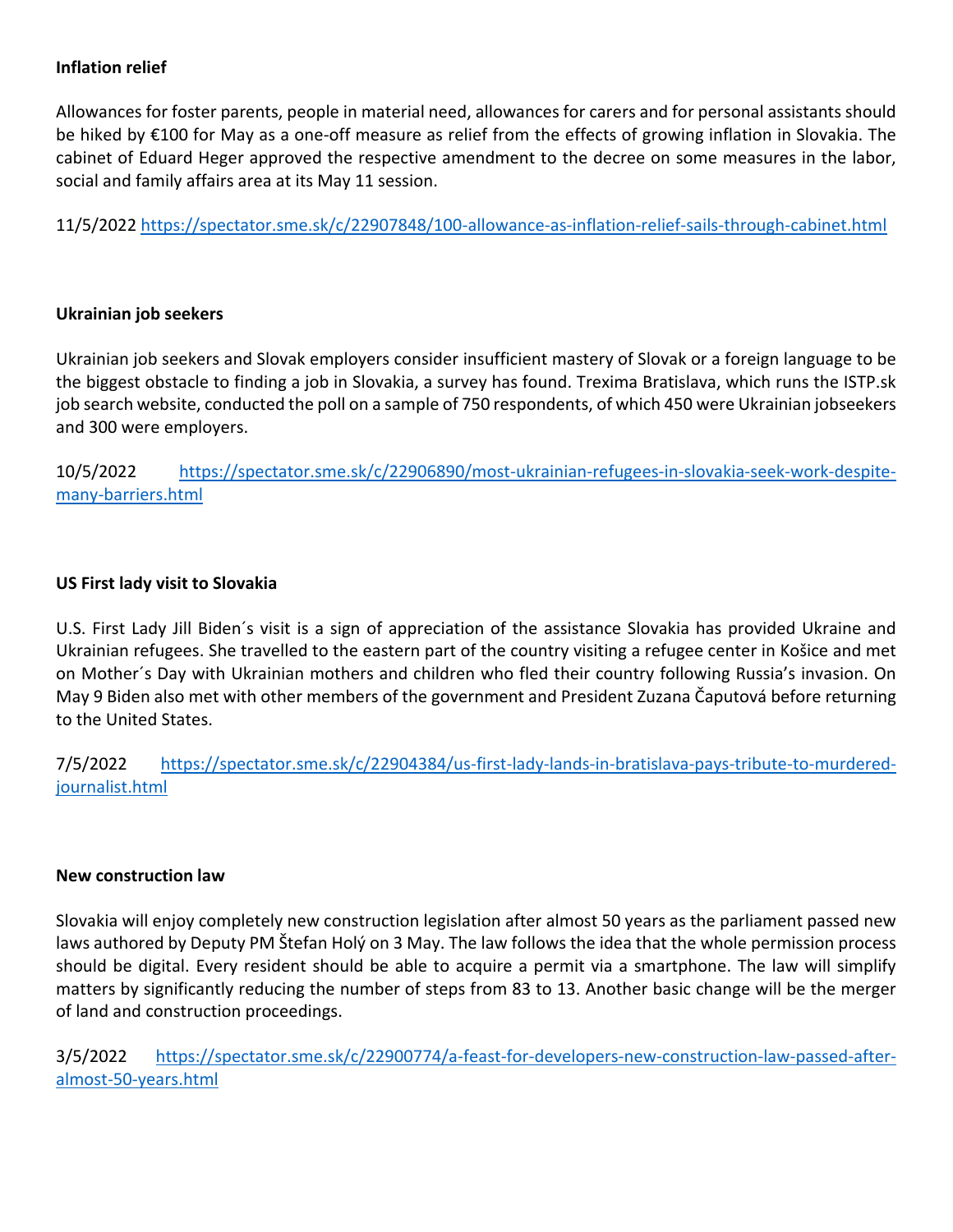**Inflation relief**

Allowances for foster parents, people in material need, allowances for carers and for personal assistants should be hiked by €100 for May as a one-off measure as relief from the effects of growing inflation in Slovakia. The cabinet of Eduard Heger approved the respective amendment to the decree on some measures in the labor, social and family affairs area at its May 11 session.

11/5/2022 https://spectator.sme.sk/c/22907848/100-allowance-as-inflation-relief-sails-through-cabinet.html

**Ukrainian job seekers**

Ukrainian job seekers and Slovak employers consider insufficient mastery of Slovak or a foreign language to be the biggest obstacle to finding a job in Slovakia, a survey has found. Trexima Bratislava, which runs the ISTP.sk job search website, conducted the poll on a sample of 750 respondents, of which 450 were Ukrainian jobseekers and 300 were employers.

10/5/2022 https://spectator.sme.sk/c/22906890/most-ukrainian-refugees-in-slovakia-seek-work-despite-many-barriers.html

**US First lady visit to Slovakia**

U.S. First Lady Jill Biden´s visit is a sign of appreciation of the assistance Slovakia has provided Ukraine and Ukrainian refugees. She travelled to the eastern part of the country visiting a refugee center in Košice and met on Mother´s Day with Ukrainian mothers and children who fled their country following Russia's invasion. On May 9 Biden also met with other members of the government and President Zuzana Čaputová before returning to the United States.

7/5/2022 https://spectator.sme.sk/c/22904384/us-first-lady-lands-in-bratislava-pays-tribute-to-murdered-journalist.html

**New construction law**

Slovakia will enjoy completely new construction legislation after almost 50 years as the parliament passed new laws authored by Deputy PM Štefan Holý on 3 May. The law follows the idea that the whole permission process should be digital. Every resident should be able to acquire a permit via a smartphone. The law will simplify matters by significantly reducing the number of steps from 83 to 13. Another basic change will be the merger of land and construction proceedings.

3/5/2022 https://spectator.sme.sk/c/22900774/a-feast-for-developers-new-construction-law-passed-after-almost-50-years.html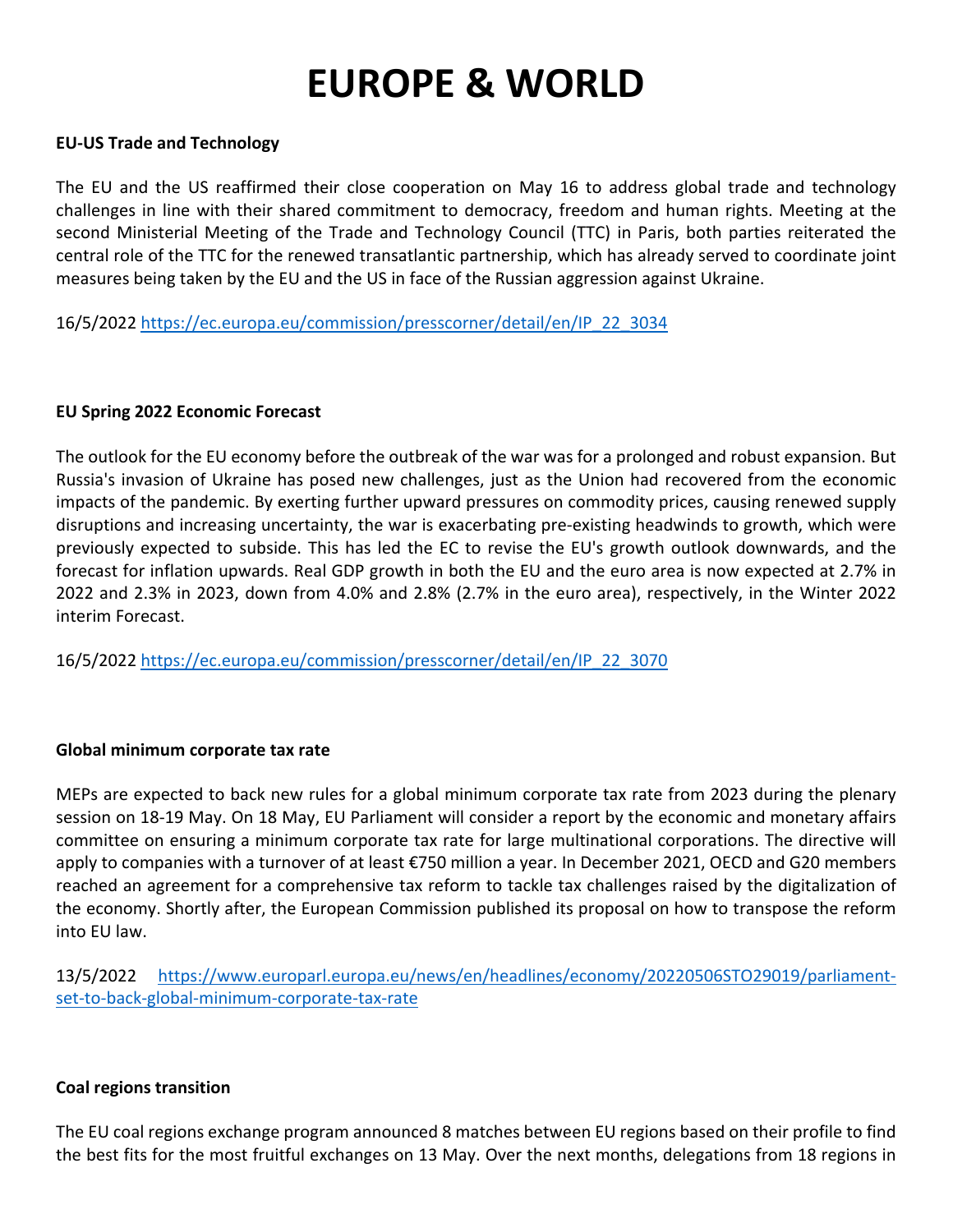# EUROPE & WORLD

**EU-US Trade and Technology**

The EU and the US reaffirmed their close cooperation on May 16 to address global trade and technology challenges in line with their shared commitment to democracy, freedom and human rights. Meeting at the second Ministerial Meeting of the Trade and Technology Council (TTC) in Paris, both parties reiterated the central role of the TTC for the renewed transatlantic partnership, which has already served to coordinate joint measures being taken by the EU and the US in face of the Russian aggression against Ukraine.

16/5/2022 https://ec.europa.eu/commission/presscorner/detail/en/IP_22_3034

**EU Spring 2022 Economic Forecast**

The outlook for the EU economy before the outbreak of the war was for a prolonged and robust expansion. But Russia's invasion of Ukraine has posed new challenges, just as the Union had recovered from the economic impacts of the pandemic. By exerting further upward pressures on commodity prices, causing renewed supply disruptions and increasing uncertainty, the war is exacerbating pre-existing headwinds to growth, which were previously expected to subside. This has led the EC to revise the EU's growth outlook downwards, and the forecast for inflation upwards. Real GDP growth in both the EU and the euro area is now expected at 2.7% in 2022 and 2.3% in 2023, down from 4.0% and 2.8% (2.7% in the euro area), respectively, in the Winter 2022 interim Forecast.

16/5/2022 https://ec.europa.eu/commission/presscorner/detail/en/IP_22_3070

**Global minimum corporate tax rate**

MEPs are expected to back new rules for a global minimum corporate tax rate from 2023 during the plenary session on 18-19 May. On 18 May, EU Parliament will consider a report by the economic and monetary affairs committee on ensuring a minimum corporate tax rate for large multinational corporations. The directive will apply to companies with a turnover of at least €750 million a year. In December 2021, OECD and G20 members reached an agreement for a comprehensive tax reform to tackle tax challenges raised by the digitalization of the economy. Shortly after, the European Commission published its proposal on how to transpose the reform into EU law.

13/5/2022 https://www.europarl.europa.eu/news/en/headlines/economy/20220506STO29019/parliament-set-to-back-global-minimum-corporate-tax-rate

**Coal regions transition**

The EU coal regions exchange program announced 8 matches between EU regions based on their profile to find the best fits for the most fruitful exchanges on 13 May. Over the next months, delegations from 18 regions in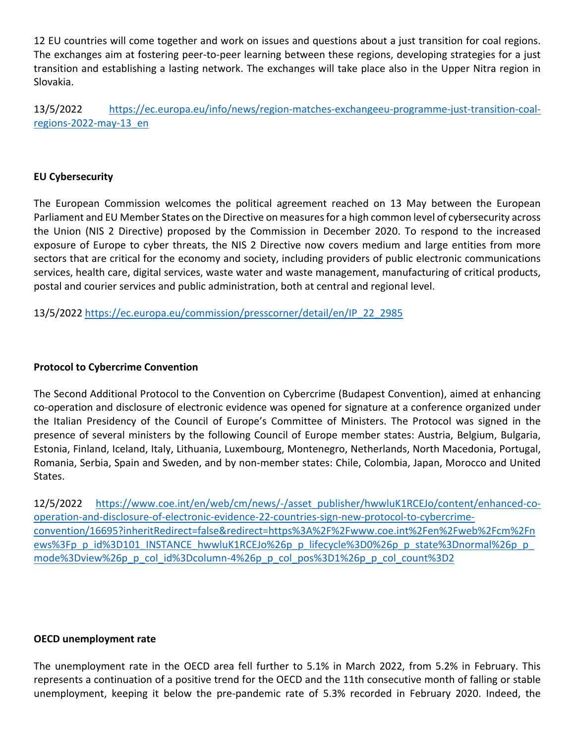12 EU countries will come together and work on issues and questions about a just transition for coal regions. The exchanges aim at fostering peer-to-peer learning between these regions, developing strategies for a just transition and establishing a lasting network. The exchanges will take place also in the Upper Nitra region in Slovakia.

13/5/2022 https://ec.europa.eu/info/news/region-matches-exchangeeu-programme-just-transition-coal-regions-2022-may-13_en

**EU Cybersecurity**

The European Commission welcomes the political agreement reached on 13 May between the European Parliament and EU Member States on the Directive on measures for a high common level of cybersecurity across the Union (NIS 2 Directive) proposed by the Commission in December 2020. To respond to the increased exposure of Europe to cyber threats, the NIS 2 Directive now covers medium and large entities from more sectors that are critical for the economy and society, including providers of public electronic communications services, health care, digital services, waste water and waste management, manufacturing of critical products, postal and courier services and public administration, both at central and regional level.

13/5/2022 https://ec.europa.eu/commission/presscorner/detail/en/IP_22_2985

**Protocol to Cybercrime Convention**

The Second Additional Protocol to the Convention on Cybercrime (Budapest Convention), aimed at enhancing co-operation and disclosure of electronic evidence was opened for signature at a conference organized under the Italian Presidency of the Council of Europe's Committee of Ministers. The Protocol was signed in the presence of several ministers by the following Council of Europe member states: Austria, Belgium, Bulgaria, Estonia, Finland, Iceland, Italy, Lithuania, Luxembourg, Montenegro, Netherlands, North Macedonia, Portugal, Romania, Serbia, Spain and Sweden, and by non-member states: Chile, Colombia, Japan, Morocco and United States.

12/5/2022 https://www.coe.int/en/web/cm/news/-/asset_publisher/hwwluK1RCEJo/content/enhanced-co-operation-and-disclosure-of-electronic-evidence-22-countries-sign-new-protocol-to-cybercrime-convention/16695?inheritRedirect=false&redirect=https%3A%2F%2Fwww.coe.int%2Fen%2Fweb%2Fcm%2Fnews%3Fp_p_id%3D101_INSTANCE_hwwluK1RCEJo%26p_p_lifecycle%3D0%26p_p_state%3Dnormal%26p_p_mode%3Dview%26p_p_col_id%3Dcolumn-4%26p_p_col_pos%3D1%26p_p_col_count%3D2

**OECD unemployment rate**

The unemployment rate in the OECD area fell further to 5.1% in March 2022, from 5.2% in February. This represents a continuation of a positive trend for the OECD and the 11th consecutive month of falling or stable unemployment, keeping it below the pre-pandemic rate of 5.3% recorded in February 2020. Indeed, the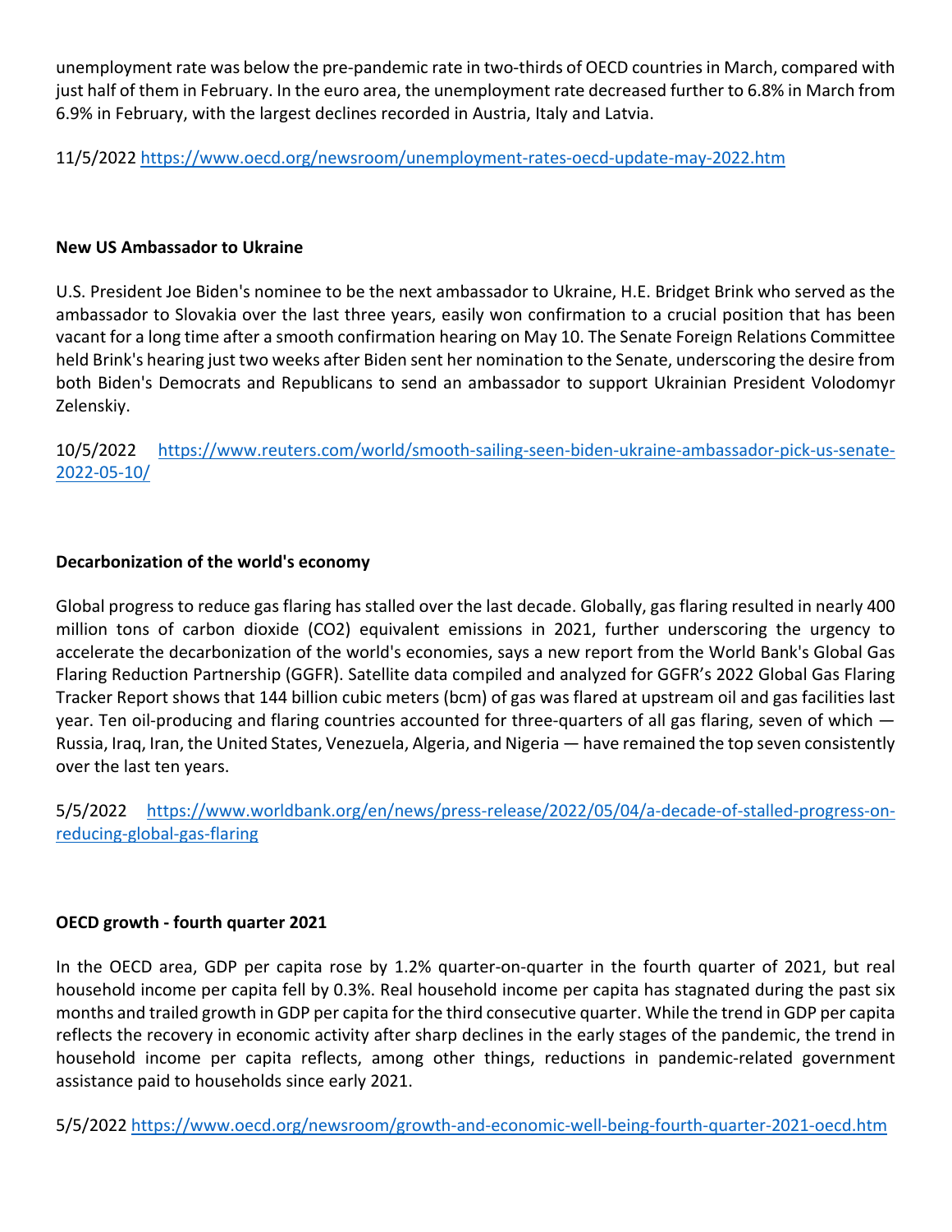unemployment rate was below the pre-pandemic rate in two-thirds of OECD countries in March, compared with just half of them in February. In the euro area, the unemployment rate decreased further to 6.8% in March from 6.9% in February, with the largest declines recorded in Austria, Italy and Latvia.

11/5/2022 https://www.oecd.org/newsroom/unemployment-rates-oecd-update-may-2022.htm

**New US Ambassador to Ukraine**

U.S. President Joe Biden's nominee to be the next ambassador to Ukraine, H.E. Bridget Brink who served as the ambassador to Slovakia over the last three years, easily won confirmation to a crucial position that has been vacant for a long time after a smooth confirmation hearing on May 10. The Senate Foreign Relations Committee held Brink's hearing just two weeks after Biden sent her nomination to the Senate, underscoring the desire from both Biden's Democrats and Republicans to send an ambassador to support Ukrainian President Volodomyr Zelenskiy.

10/5/2022 https://www.reuters.com/world/smooth-sailing-seen-biden-ukraine-ambassador-pick-us-senate-2022-05-10/

**Decarbonization of the world's economy**

Global progress to reduce gas flaring has stalled over the last decade. Globally, gas flaring resulted in nearly 400 million tons of carbon dioxide ($CO_2$) equivalent emissions in 2021, further underscoring the urgency to accelerate the decarbonization of the world's economies, says a new report from the World Bank's Global Gas Flaring Reduction Partnership (GGFR). Satellite data compiled and analyzed for GGFR's 2022 Global Gas Flaring Tracker Report shows that 144 billion cubic meters (bcm) of gas was flared at upstream oil and gas facilities last year. Ten oil-producing and flaring countries accounted for three-quarters of all gas flaring, seven of which — Russia, Iraq, Iran, the United States, Venezuela, Algeria, and Nigeria — have remained the top seven consistently over the last ten years.

5/5/2022 https://www.worldbank.org/en/news/press-release/2022/05/04/a-decade-of-stalled-progress-on-reducing-global-gas-flaring

**OECD growth - fourth quarter 2021**

In the OECD area, GDP per capita rose by 1.2% quarter-on-quarter in the fourth quarter of 2021, but real household income per capita fell by 0.3%. Real household income per capita has stagnated during the past six months and trailed growth in GDP per capita for the third consecutive quarter. While the trend in GDP per capita reflects the recovery in economic activity after sharp declines in the early stages of the pandemic, the trend in household income per capita reflects, among other things, reductions in pandemic-related government assistance paid to households since early 2021.

5/5/2022 https://www.oecd.org/newsroom/growth-and-economic-well-being-fourth-quarter-2021-oecd.htm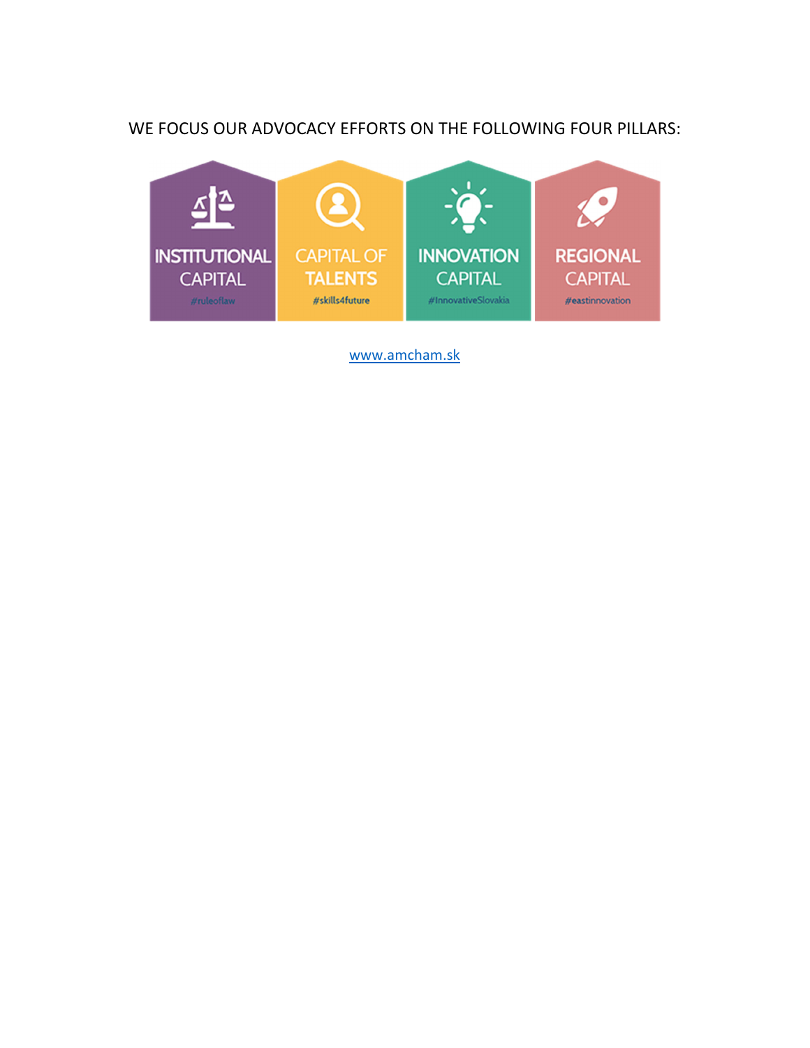WE FOCUS OUR ADVOCACY EFFORTS ON THE FOLLOWING FOUR PILLARS:

INSTITUTIONAL CAPITAL
#ruleoflaw

CAPITAL OF TALENTS
#skills4future

INNOVATION CAPITAL
#InnovativeSlovakia

REGIONAL CAPITAL
#eastinnovation

[www.amcham.sk](http://www.amcham.sk)